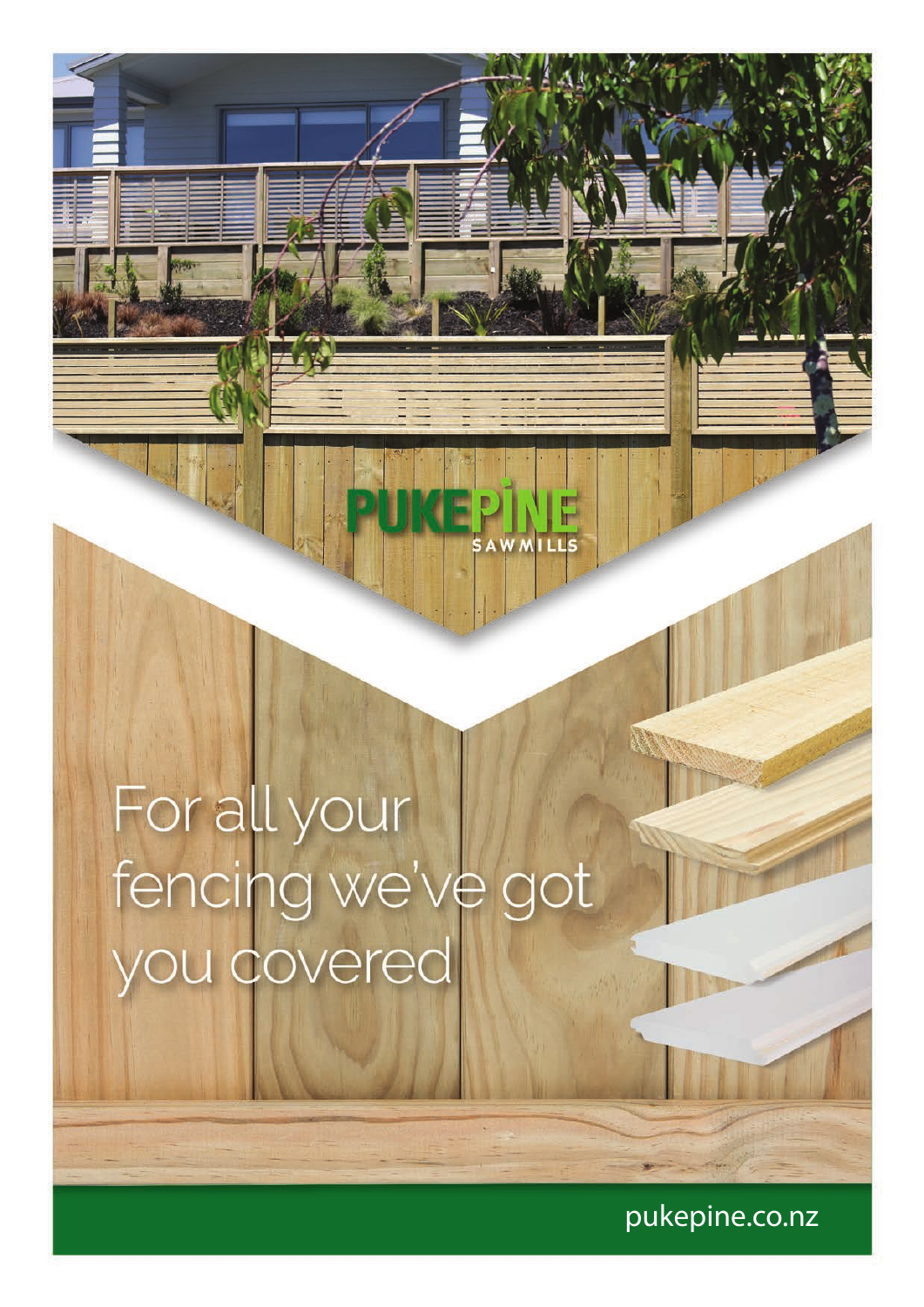PUKEPINE SAWMILLS

# For all your fencing we've got you covered

pukepine.co.nz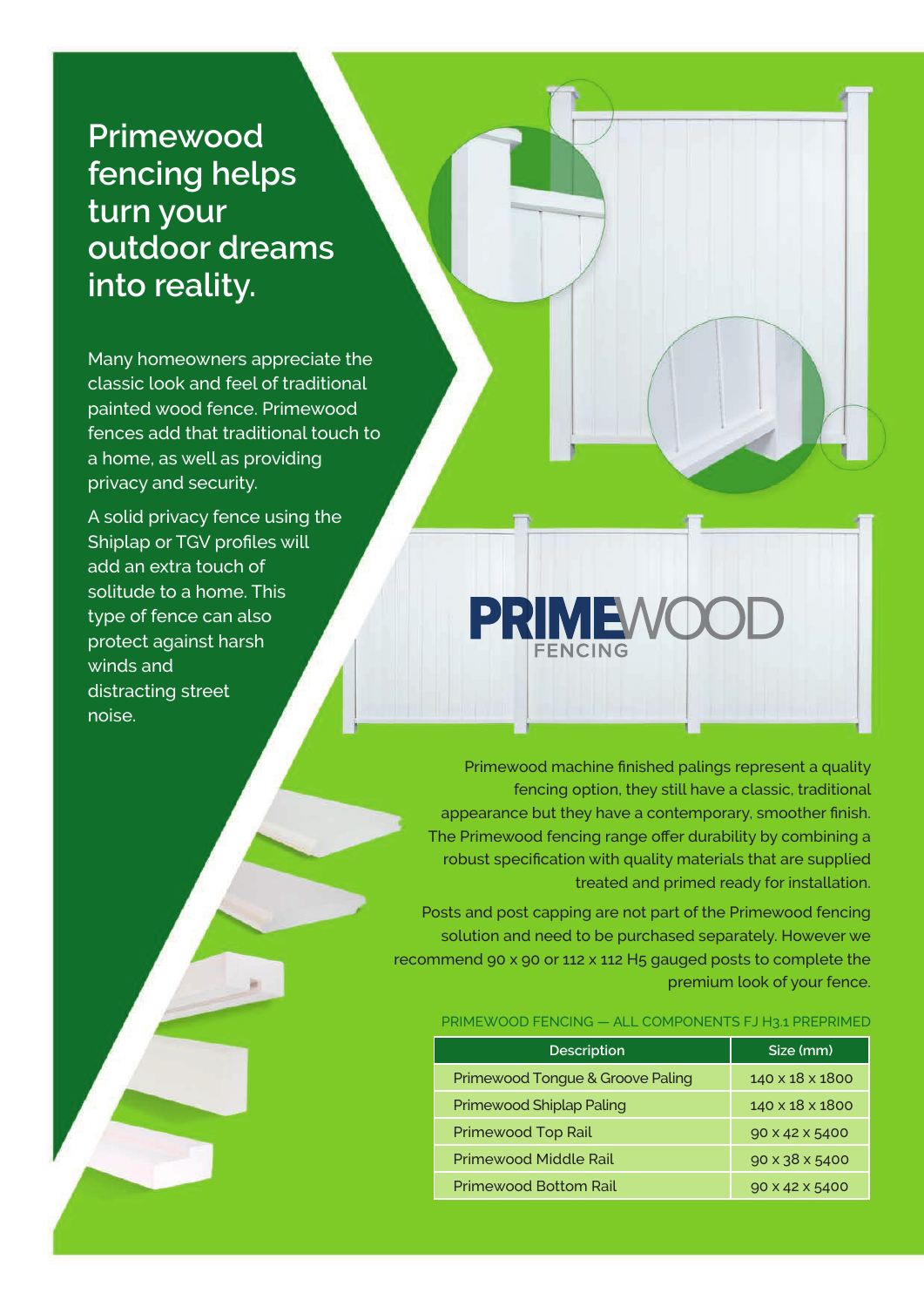# Primewood fencing helps turn your outdoor dreams into reality.

Many homeowners appreciate the classic look and feel of traditional painted wood fence. Primewood fences add that traditional touch to a home, as well as providing privacy and security.

A solid privacy fence using the Shiplap or TGV profiles will add an extra touch of solitude to a home. This type of fence can also protect against harsh winds and distracting street noise.

PRIMEWOOD FENCING

Primewood machine finished palings represent a quality fencing option, they still have a classic, traditional appearance but they have a contemporary, smoother finish. The Primewood fencing range offer durability by combining a robust specification with quality materials that are supplied treated and primed ready for installation.

Posts and post capping are not part of the Primewood fencing solution and need to be purchased separately. However we recommend 90 x 90 or 112 x 112 H5 gauged posts to complete the premium look of your fence.

PRIMEWOOD FENCING — ALL COMPONENTS FJ H3.1 PREPRIMED

| Description | Size (mm) |
|---|---|
| Primewood Tongue & Groove Paling | 140 x 18 x 1800 |
| Primewood Shiplap Paling | 140 x 18 x 1800 |
| Primewood Top Rail | 90 x 42 x 5400 |
| Primewood Middle Rail | 90 x 38 x 5400 |
| Primewood Bottom Rail | 90 x 42 x 5400 |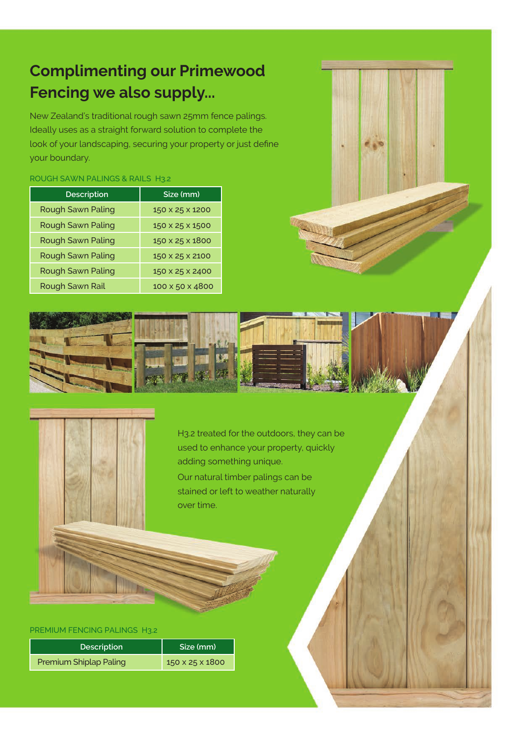## Complimenting our Primewood Fencing we also supply...

New Zealand's traditional rough sawn 25mm fence palings. Ideally uses as a straight forward solution to complete the look of your landscaping, securing your property or just define your boundary.

ROUGH SAWN PALINGS & RAILS H3.2

| Description | Size (mm) |
|---|---|
| Rough Sawn Paling | 150 x 25 x 1200 |
| Rough Sawn Paling | 150 x 25 x 1500 |
| Rough Sawn Paling | 150 x 25 x 1800 |
| Rough Sawn Paling | 150 x 25 x 2100 |
| Rough Sawn Paling | 150 x 25 x 2400 |
| Rough Sawn Rail | 100 x 50 x 4800 |

H3.2 treated for the outdoors, they can be used to enhance your property, quickly adding something unique.

Our natural timber palings can be stained or left to weather naturally over time.

PREMIUM FENCING PALINGS H3.2

| Description | Size (mm) |
|---|---|
| Premium Shiplap Paling | 150 x 25 x 1800 |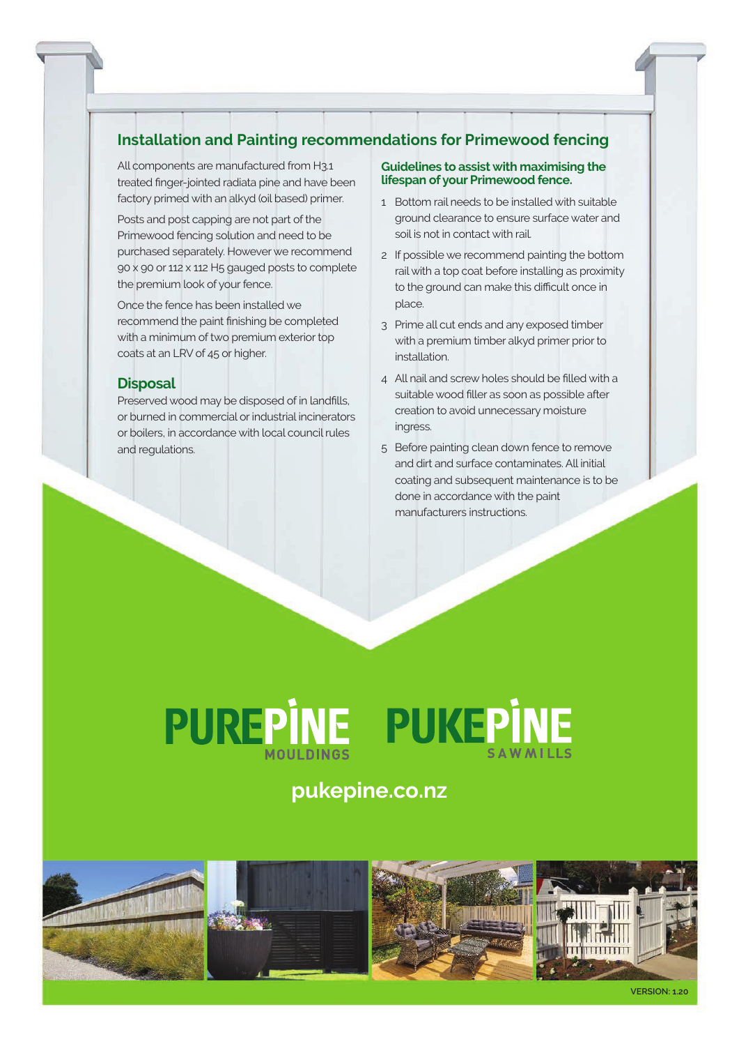## Installation and Painting recommendations for Primewood fencing

All components are manufactured from H3.1 treated finger-jointed radiata pine and have been factory primed with an alkyd (oil based) primer.

Posts and post capping are not part of the Primewood fencing solution and need to be purchased separately. However we recommend 90 x 90 or 112 x 112 H5 gauged posts to complete the premium look of your fence.

Once the fence has been installed we recommend the paint finishing be completed with a minimum of two premium exterior top coats at an LRV of 45 or higher.

### Disposal

Preserved wood may be disposed of in landfills, or burned in commercial or industrial incinerators or boilers, in accordance with local council rules and regulations.

**Guidelines to assist with maximising the lifespan of your Primewood fence.**

1. Bottom rail needs to be installed with suitable ground clearance to ensure surface water and soil is not in contact with rail.
2. If possible we recommend painting the bottom rail with a top coat before installing as proximity to the ground can make this difficult once in place.
3. Prime all cut ends and any exposed timber with a premium timber alkyd primer prior to installation.
4. All nail and screw holes should be filled with a suitable wood filler as soon as possible after creation to avoid unnecessary moisture ingress.
5. Before painting clean down fence to remove and dirt and surface contaminates. All initial coating and subsequent maintenance is to be done in accordance with the paint manufacturers instructions.

PUREPINE MOULDINGS PUKEPINE SAWMILLS

**pukepine.co.nz**

VERSION: 1.20